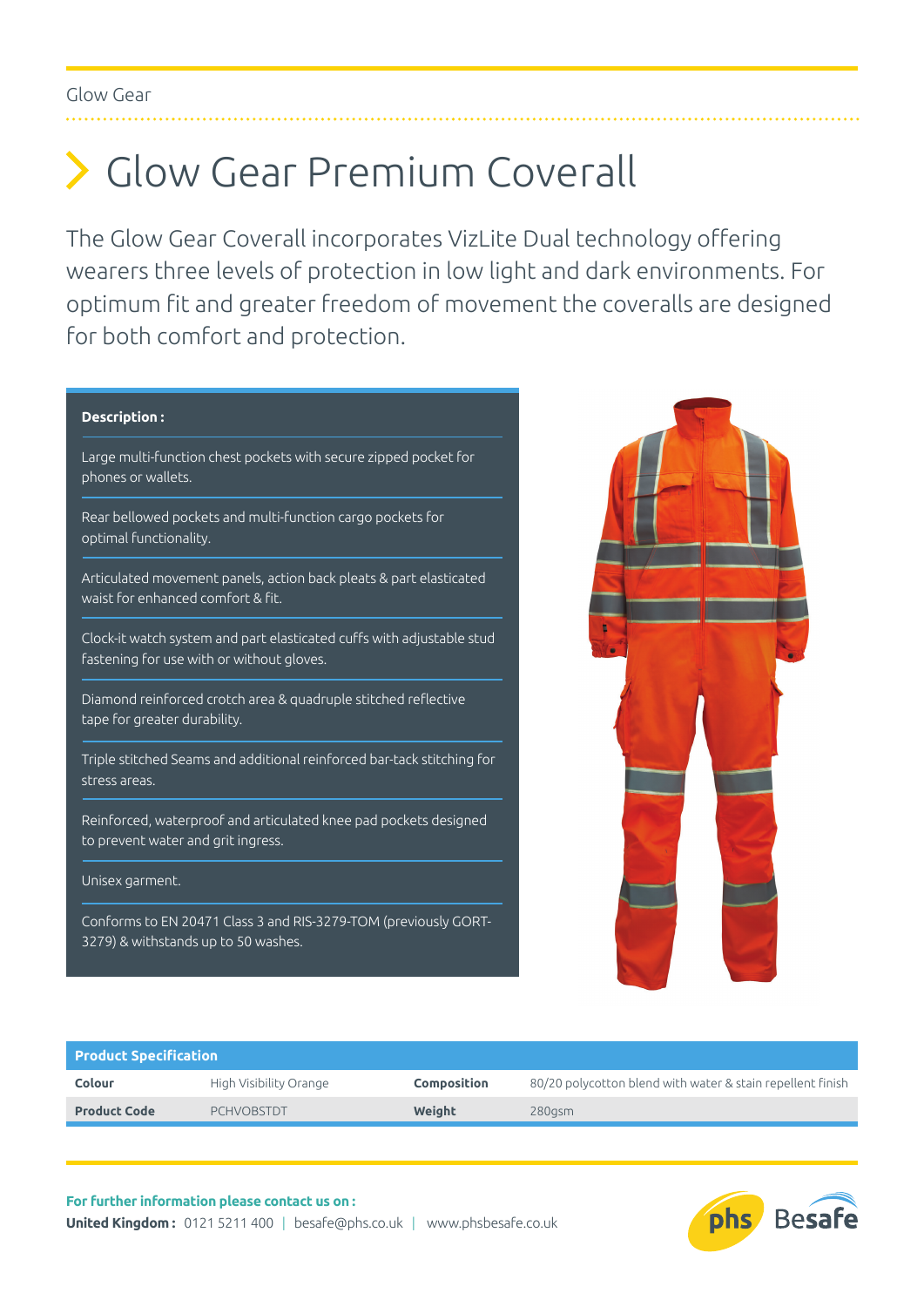Glow Gear

# Glow Gear Premium Coverall

The Glow Gear Coverall incorporates VizLite Dual technology offering wearers three levels of protection in low light and dark environments. For optimum fit and greater freedom of movement the coveralls are designed for both comfort and protection.

**Description :**

- Large multi-function chest pockets with secure zipped pocket for phones or wallets.
- Rear bellowed pockets and multi-function cargo pockets for optimal functionality.
- Articulated movement panels, action back pleats & part elasticated waist for enhanced comfort & fit.
- Clock-it watch system and part elasticated cuffs with adjustable stud fastening for use with or without gloves.
- Diamond reinforced crotch area & quadruple stitched reflective tape for greater durability.
- Triple stitched Seams and additional reinforced bar-tack stitching for stress areas.
- Reinforced, waterproof and articulated knee pad pockets designed to prevent water and grit ingress.
- Unisex garment.
- Conforms to EN 20471 Class 3 and RIS-3279-TOM (previously GORT-3279) & withstands up to 50 washes.

**Product Specification**

| | | | |
|---|---|---|---|
| **Colour** | High Visibility Orange | **Composition** | 80/20 polycotton blend with water & stain repellent finish |
| **Product Code** | PCHVOBSTDT | **Weight** | 280gsm |

**For further information please contact us on :**
**United Kingdom :** 0121 5211 400 | besafe@phs.co.uk | www.phsbesafe.co.uk

phs Besafe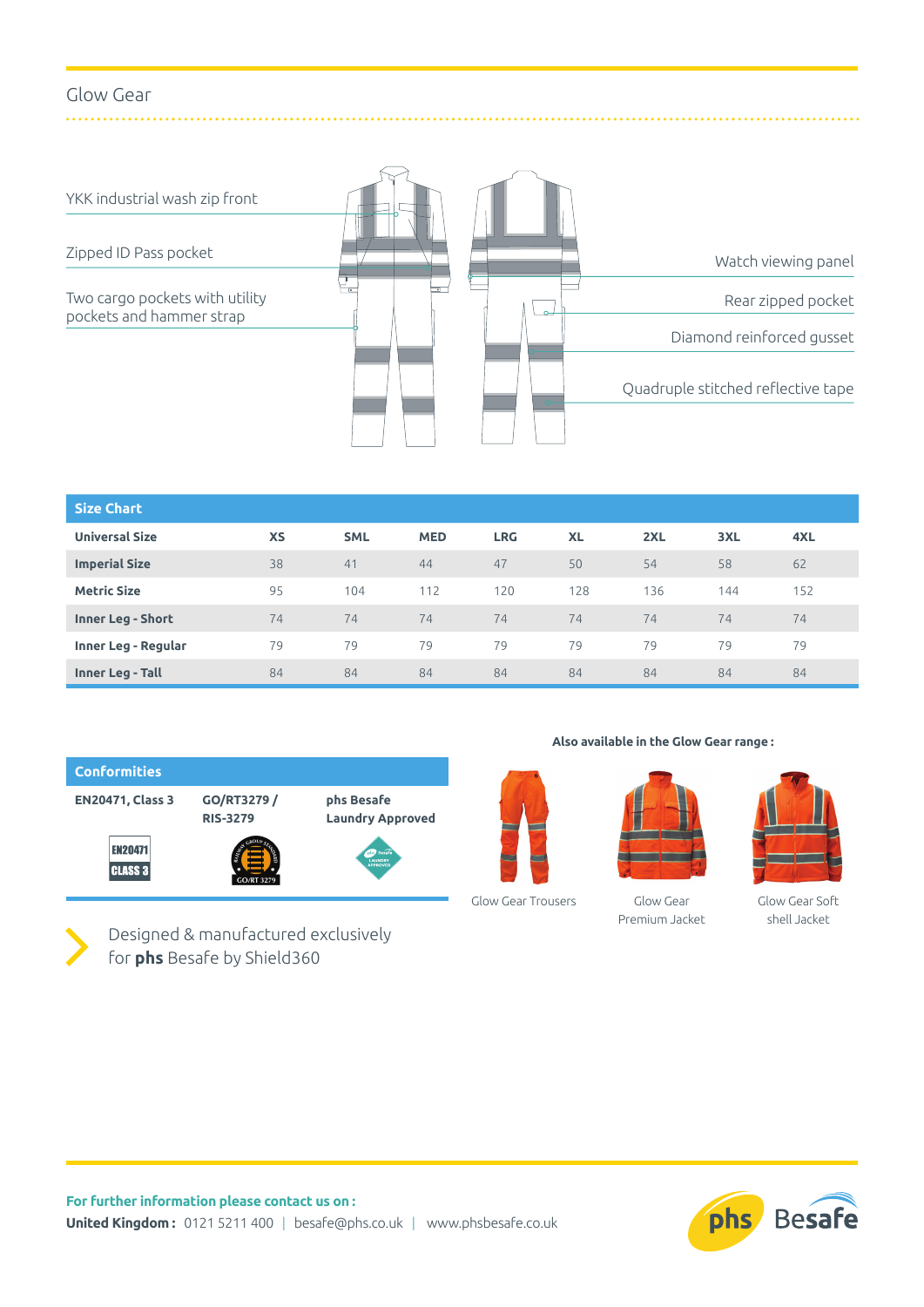## Glow Gear

YKK industrial wash zip front

Zipped ID Pass pocket

Two cargo pockets with utility pockets and hammer strap

Watch viewing panel

Rear zipped pocket

Diamond reinforced gusset

Quadruple stitched reflective tape

### Size Chart

| Universal Size | XS | SML | MED | LRG | XL | 2XL | 3XL | 4XL |
|---|---|---|---|---|---|---|---|---|
| **Imperial Size** | 38 | 41 | 44 | 47 | 50 | 54 | 58 | 62 |
| **Metric Size** | 95 | 104 | 112 | 120 | 128 | 136 | 144 | 152 |
| **Inner Leg - Short** | 74 | 74 | 74 | 74 | 74 | 74 | 74 | 74 |
| **Inner Leg - Regular** | 79 | 79 | 79 | 79 | 79 | 79 | 79 | 79 |
| **Inner Leg - Tall** | 84 | 84 | 84 | 84 | 84 | 84 | 84 | 84 |

### Conformities

| EN20471, Class 3 | GO/RT3279 / RIS-3279 | phs Besafe Laundry Approved |
|---|---|---|

**Also available in the Glow Gear range:**

Glow Gear Trousers

Glow Gear Premium Jacket

Glow Gear Soft shell Jacket

Designed & manufactured exclusively for **phs** Besafe by Shield360

**For further information please contact us on:**

**United Kingdom:** 0121 5211 400 | besafe@phs.co.uk | www.phsbesafe.co.uk